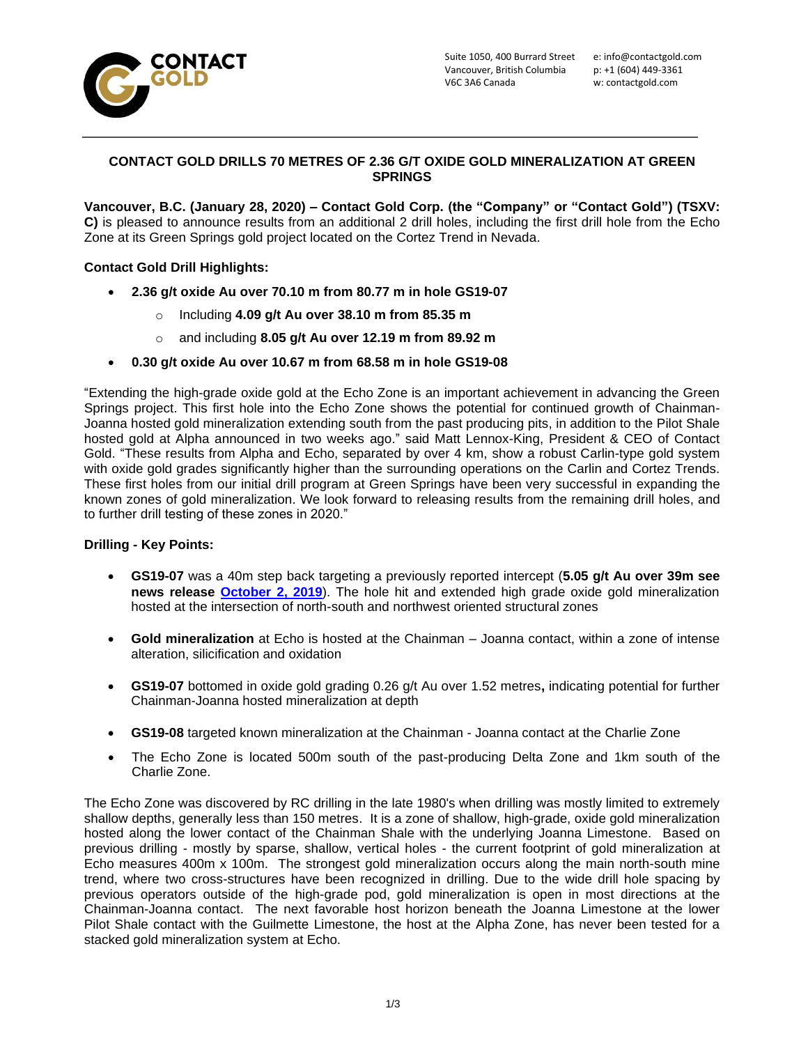Suite 1050, 400 Burrard Street
Vancouver, British Columbia
V6C 3A6 Canada

e: info@contactgold.com
p: +1 (604) 449-3361
w: contactgold.com

## CONTACT GOLD DRILLS 70 METRES OF 2.36 G/T OXIDE GOLD MINERALIZATION AT GREEN SPRINGS

**Vancouver, B.C. (January 28, 2020) – Contact Gold Corp. (the "Company" or "Contact Gold") (TSXV: C)** is pleased to announce results from an additional 2 drill holes, including the first drill hole from the Echo Zone at its Green Springs gold project located on the Cortez Trend in Nevada.

**Contact Gold Drill Highlights:**

- **2.36 g/t oxide Au over 70.10 m from 80.77 m in hole GS19-07**
  - Including **4.09 g/t Au over 38.10 m from 85.35 m**
  - and including **8.05 g/t Au over 12.19 m from 89.92 m**
- **0.30 g/t oxide Au over 10.67 m from 68.58 m in hole GS19-08**

"Extending the high-grade oxide gold at the Echo Zone is an important achievement in advancing the Green Springs project. This first hole into the Echo Zone shows the potential for continued growth of Chainman-Joanna hosted gold mineralization extending south from the past producing pits, in addition to the Pilot Shale hosted gold at Alpha announced in two weeks ago." said Matt Lennox-King, President & CEO of Contact Gold. "These results from Alpha and Echo, separated by over 4 km, show a robust Carlin-type gold system with oxide gold grades significantly higher than the surrounding operations on the Carlin and Cortez Trends. These first holes from our initial drill program at Green Springs have been very successful in expanding the known zones of gold mineralization. We look forward to releasing results from the remaining drill holes, and to further drill testing of these zones in 2020."

**Drilling - Key Points:**

- **GS19-07** was a 40m step back targeting a previously reported intercept (**5.05 g/t Au over 39m see news release October 2, 2019**). The hole hit and extended high grade oxide gold mineralization hosted at the intersection of north-south and northwest oriented structural zones
- **Gold mineralization** at Echo is hosted at the Chainman – Joanna contact, within a zone of intense alteration, silicification and oxidation
- **GS19-07** bottomed in oxide gold grading 0.26 g/t Au over 1.52 metres**,** indicating potential for further Chainman-Joanna hosted mineralization at depth
- **GS19-08** targeted known mineralization at the Chainman - Joanna contact at the Charlie Zone
- The Echo Zone is located 500m south of the past-producing Delta Zone and 1km south of the Charlie Zone.

The Echo Zone was discovered by RC drilling in the late 1980's when drilling was mostly limited to extremely shallow depths, generally less than 150 metres. It is a zone of shallow, high-grade, oxide gold mineralization hosted along the lower contact of the Chainman Shale with the underlying Joanna Limestone. Based on previous drilling - mostly by sparse, shallow, vertical holes - the current footprint of gold mineralization at Echo measures 400m x 100m. The strongest gold mineralization occurs along the main north-south mine trend, where two cross-structures have been recognized in drilling. Due to the wide drill hole spacing by previous operators outside of the high-grade pod, gold mineralization is open in most directions at the Chainman-Joanna contact. The next favorable host horizon beneath the Joanna Limestone at the lower Pilot Shale contact with the Guilmette Limestone, the host at the Alpha Zone, has never been tested for a stacked gold mineralization system at Echo.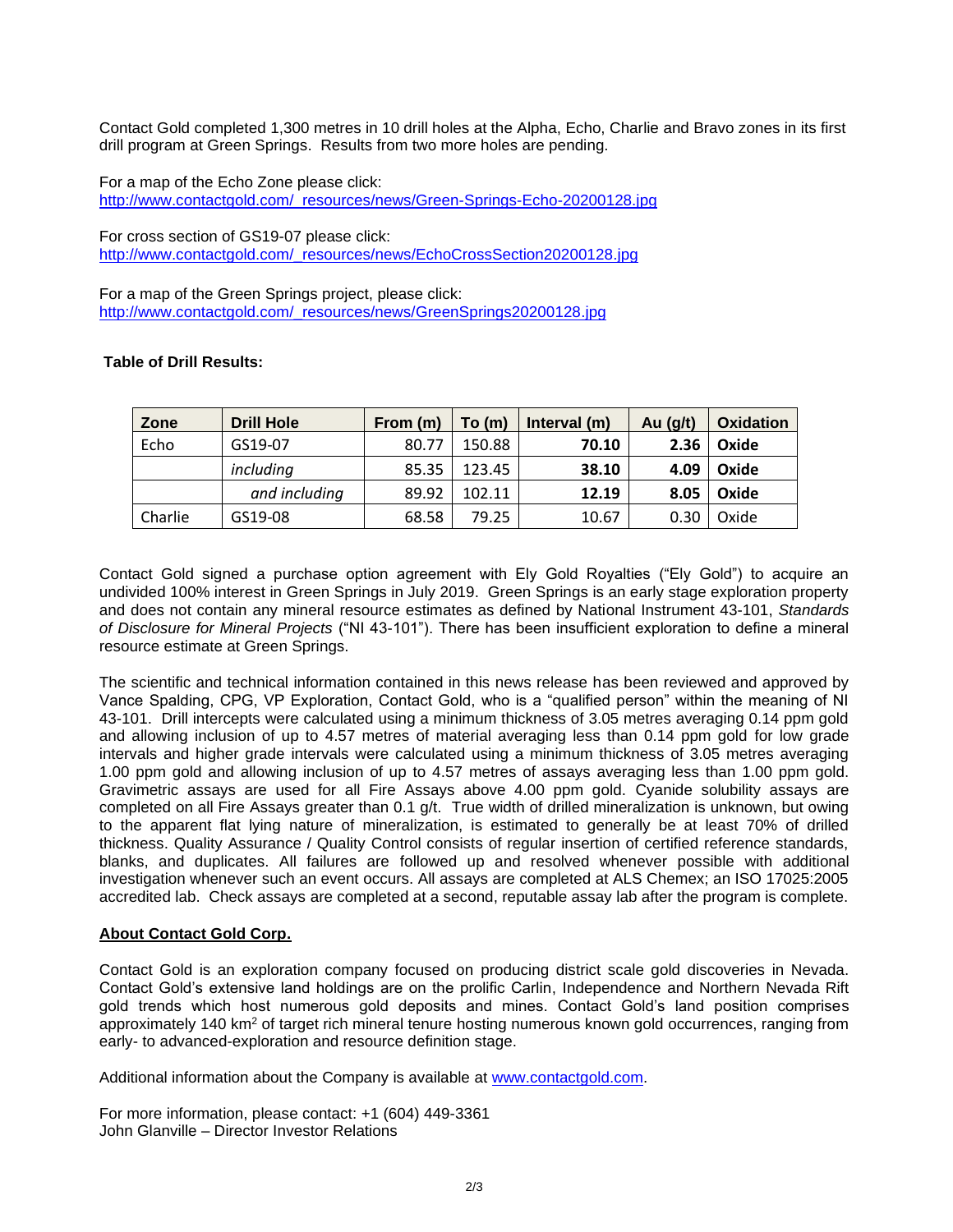Contact Gold completed 1,300 metres in 10 drill holes at the Alpha, Echo, Charlie and Bravo zones in its first drill program at Green Springs. Results from two more holes are pending.

For a map of the Echo Zone please click:
http://www.contactgold.com/_resources/news/Green-Springs-Echo-20200128.jpg

For cross section of GS19-07 please click:
http://www.contactgold.com/_resources/news/EchoCrossSection20200128.jpg

For a map of the Green Springs project, please click:
http://www.contactgold.com/_resources/news/GreenSprings20200128.jpg

**Table of Drill Results:**

| Zone | Drill Hole | From (m) | To (m) | Interval (m) | Au (g/t) | Oxidation |
|---|---|---|---|---|---|---|
| Echo | GS19-07 | 80.77 | 150.88 | **70.10** | **2.36** | **Oxide** |
| | *including* | 85.35 | 123.45 | **38.10** | **4.09** | **Oxide** |
| | *and including* | 89.92 | 102.11 | **12.19** | **8.05** | **Oxide** |
| Charlie | GS19-08 | 68.58 | 79.25 | 10.67 | 0.30 | Oxide |

Contact Gold signed a purchase option agreement with Ely Gold Royalties ("Ely Gold") to acquire an undivided 100% interest in Green Springs in July 2019. Green Springs is an early stage exploration property and does not contain any mineral resource estimates as defined by National Instrument 43-101, *Standards of Disclosure for Mineral Projects* ("NI 43-101"). There has been insufficient exploration to define a mineral resource estimate at Green Springs.

The scientific and technical information contained in this news release has been reviewed and approved by Vance Spalding, CPG, VP Exploration, Contact Gold, who is a "qualified person" within the meaning of NI 43-101. Drill intercepts were calculated using a minimum thickness of 3.05 metres averaging 0.14 ppm gold and allowing inclusion of up to 4.57 metres of material averaging less than 0.14 ppm gold for low grade intervals and higher grade intervals were calculated using a minimum thickness of 3.05 metres averaging 1.00 ppm gold and allowing inclusion of up to 4.57 metres of assays averaging less than 1.00 ppm gold. Gravimetric assays are used for all Fire Assays above 4.00 ppm gold. Cyanide solubility assays are completed on all Fire Assays greater than 0.1 g/t. True width of drilled mineralization is unknown, but owing to the apparent flat lying nature of mineralization, is estimated to generally be at least 70% of drilled thickness. Quality Assurance / Quality Control consists of regular insertion of certified reference standards, blanks, and duplicates. All failures are followed up and resolved whenever possible with additional investigation whenever such an event occurs. All assays are completed at ALS Chemex; an ISO 17025:2005 accredited lab. Check assays are completed at a second, reputable assay lab after the program is complete.

## About Contact Gold Corp.

Contact Gold is an exploration company focused on producing district scale gold discoveries in Nevada. Contact Gold's extensive land holdings are on the prolific Carlin, Independence and Northern Nevada Rift gold trends which host numerous gold deposits and mines. Contact Gold's land position comprises approximately 140 km$^2$ of target rich mineral tenure hosting numerous known gold occurrences, ranging from early- to advanced-exploration and resource definition stage.

Additional information about the Company is available at www.contactgold.com.

For more information, please contact: +1 (604) 449-3361
John Glanville – Director Investor Relations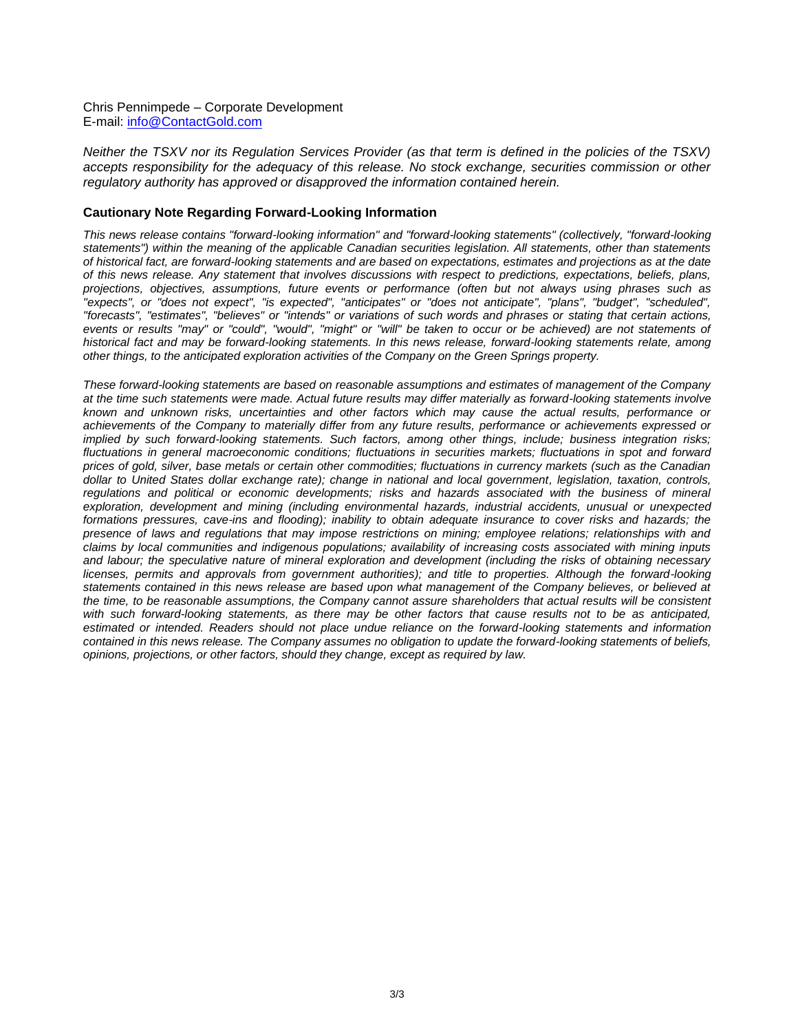Chris Pennimpede – Corporate Development
E-mail: info@ContactGold.com

*Neither the TSXV nor its Regulation Services Provider (as that term is defined in the policies of the TSXV) accepts responsibility for the adequacy of this release. No stock exchange, securities commission or other regulatory authority has approved or disapproved the information contained herein.*

**Cautionary Note Regarding Forward-Looking Information**

*This news release contains "forward-looking information" and "forward-looking statements" (collectively, "forward-looking statements") within the meaning of the applicable Canadian securities legislation. All statements, other than statements of historical fact, are forward-looking statements and are based on expectations, estimates and projections as at the date of this news release. Any statement that involves discussions with respect to predictions, expectations, beliefs, plans, projections, objectives, assumptions, future events or performance (often but not always using phrases such as "expects", or "does not expect", "is expected", "anticipates" or "does not anticipate", "plans", "budget", "scheduled", "forecasts", "estimates", "believes" or "intends" or variations of such words and phrases or stating that certain actions, events or results "may" or "could", "would", "might" or "will" be taken to occur or be achieved) are not statements of historical fact and may be forward-looking statements. In this news release, forward-looking statements relate, among other things, to the anticipated exploration activities of the Company on the Green Springs property.*

*These forward-looking statements are based on reasonable assumptions and estimates of management of the Company at the time such statements were made. Actual future results may differ materially as forward-looking statements involve known and unknown risks, uncertainties and other factors which may cause the actual results, performance or achievements of the Company to materially differ from any future results, performance or achievements expressed or implied by such forward-looking statements. Such factors, among other things, include; business integration risks; fluctuations in general macroeconomic conditions; fluctuations in securities markets; fluctuations in spot and forward prices of gold, silver, base metals or certain other commodities; fluctuations in currency markets (such as the Canadian dollar to United States dollar exchange rate); change in national and local government, legislation, taxation, controls, regulations and political or economic developments; risks and hazards associated with the business of mineral exploration, development and mining (including environmental hazards, industrial accidents, unusual or unexpected formations pressures, cave-ins and flooding); inability to obtain adequate insurance to cover risks and hazards; the presence of laws and regulations that may impose restrictions on mining; employee relations; relationships with and claims by local communities and indigenous populations; availability of increasing costs associated with mining inputs and labour; the speculative nature of mineral exploration and development (including the risks of obtaining necessary licenses, permits and approvals from government authorities); and title to properties. Although the forward-looking statements contained in this news release are based upon what management of the Company believes, or believed at the time, to be reasonable assumptions, the Company cannot assure shareholders that actual results will be consistent with such forward-looking statements, as there may be other factors that cause results not to be as anticipated, estimated or intended. Readers should not place undue reliance on the forward-looking statements and information contained in this news release. The Company assumes no obligation to update the forward-looking statements of beliefs, opinions, projections, or other factors, should they change, except as required by law.*